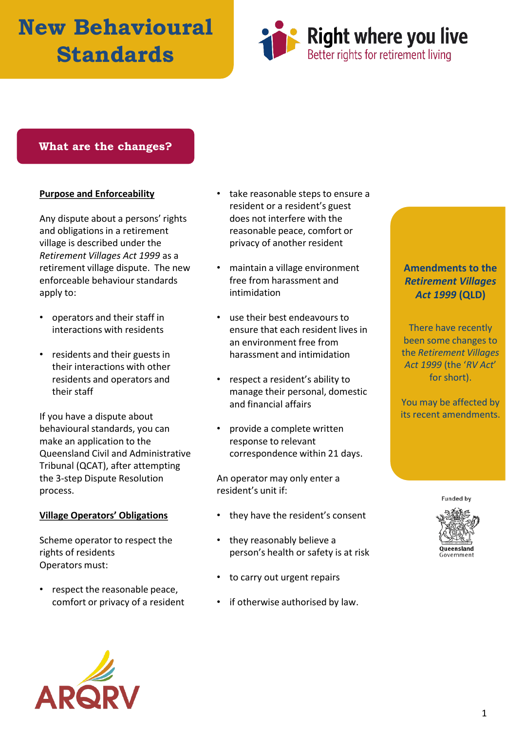# New Behavioural Standards

**Right where you live**
Better rights for retirement living

## What are the changes?

### Purpose and Enforceability

Any dispute about a persons' rights and obligations in a retirement village is described under the *Retirement Villages Act 1999* as a retirement village dispute. The new enforceable behaviour standards apply to:

- operators and their staff in interactions with residents
- residents and their guests in their interactions with other residents and operators and their staff

If you have a dispute about behavioural standards, you can make an application to the Queensland Civil and Administrative Tribunal (QCAT), after attempting the 3-step Dispute Resolution process.

### Village Operators' Obligations

Scheme operator to respect the rights of residents
Operators must:

- respect the reasonable peace, comfort or privacy of a resident
- take reasonable steps to ensure a resident or a resident's guest does not interfere with the reasonable peace, comfort or privacy of another resident
- maintain a village environment free from harassment and intimidation
- use their best endeavours to ensure that each resident lives in an environment free from harassment and intimidation
- respect a resident's ability to manage their personal, domestic and financial affairs
- provide a complete written response to relevant correspondence within 21 days.

An operator may only enter a resident's unit if:

- they have the resident's consent
- they reasonably believe a person's health or safety is at risk
- to carry out urgent repairs
- if otherwise authorised by law.

**Amendments to the *Retirement Villages Act 1999* (QLD)**

There have recently been some changes to the *Retirement Villages Act 1999* (the '*RV Act*' for short).

You may be affected by its recent amendments.

Funded by Queensland Government

ARQRV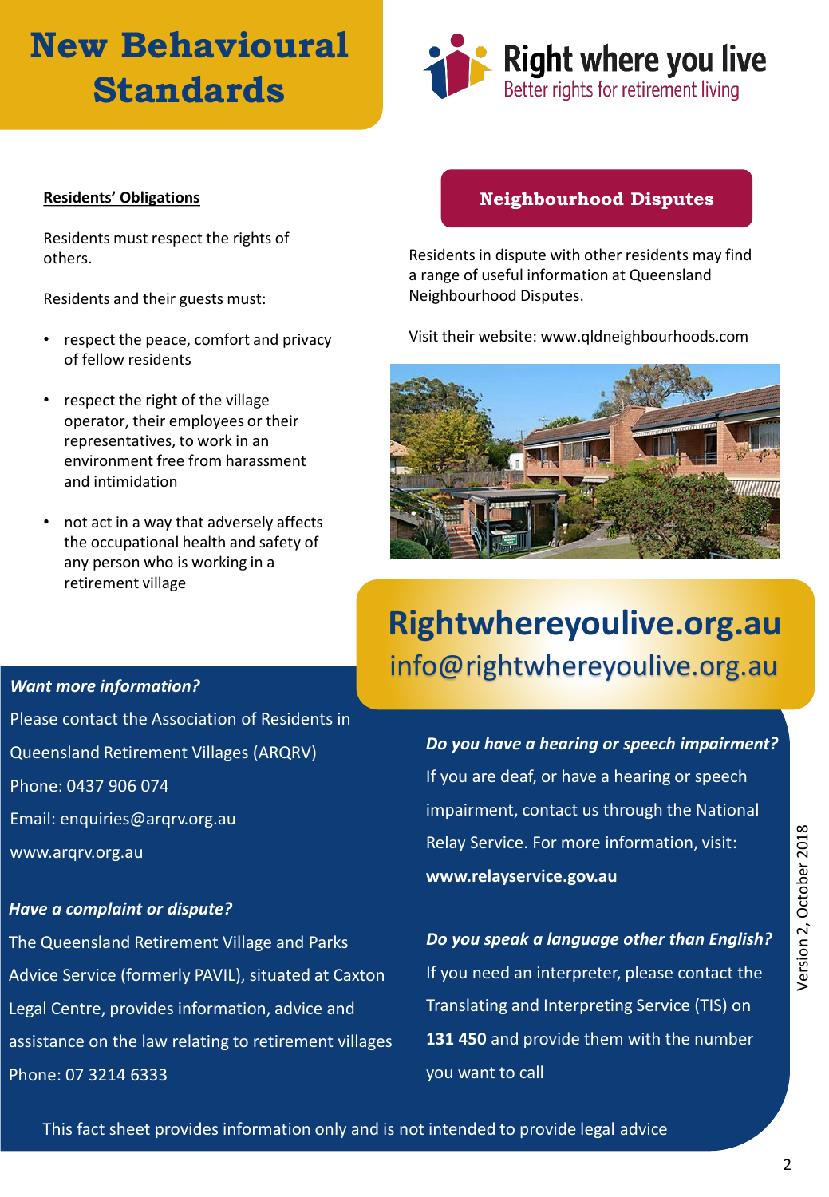# New Behavioural Standards

Right where you live
Better rights for retirement living

**Residents' Obligations**

Residents must respect the rights of others.

Residents and their guests must:

- respect the peace, comfort and privacy of fellow residents
- respect the right of the village operator, their employees or their representatives, to work in an environment free from harassment and intimidation
- not act in a way that adversely affects the occupational health and safety of any person who is working in a retirement village

## Neighbourhood Disputes

Residents in dispute with other residents may find a range of useful information at Queensland Neighbourhood Disputes.

Visit their website: www.qldneighbourhoods.com

**Rightwhereyoulive.org.au**
info@rightwhereyoulive.org.au

***Want more information?***

Please contact the Association of Residents in Queensland Retirement Villages (ARQRV)
Phone: 0437 906 074
Email: enquiries@arqrv.org.au
www.arqrv.org.au

***Have a complaint or dispute?***

The Queensland Retirement Village and Parks Advice Service (formerly PAVIL), situated at Caxton Legal Centre, provides information, advice and assistance on the law relating to retirement villages
Phone: 07 3214 6333

***Do you have a hearing or speech impairment?***

If you are deaf, or have a hearing or speech impairment, contact us through the National Relay Service. For more information, visit: **www.relayservice.gov.au**

***Do you speak a language other than English?***

If you need an interpreter, please contact the Translating and Interpreting Service (TIS) on **131 450** and provide them with the number you want to call

This fact sheet provides information only and is not intended to provide legal advice

Version 2, October 2018